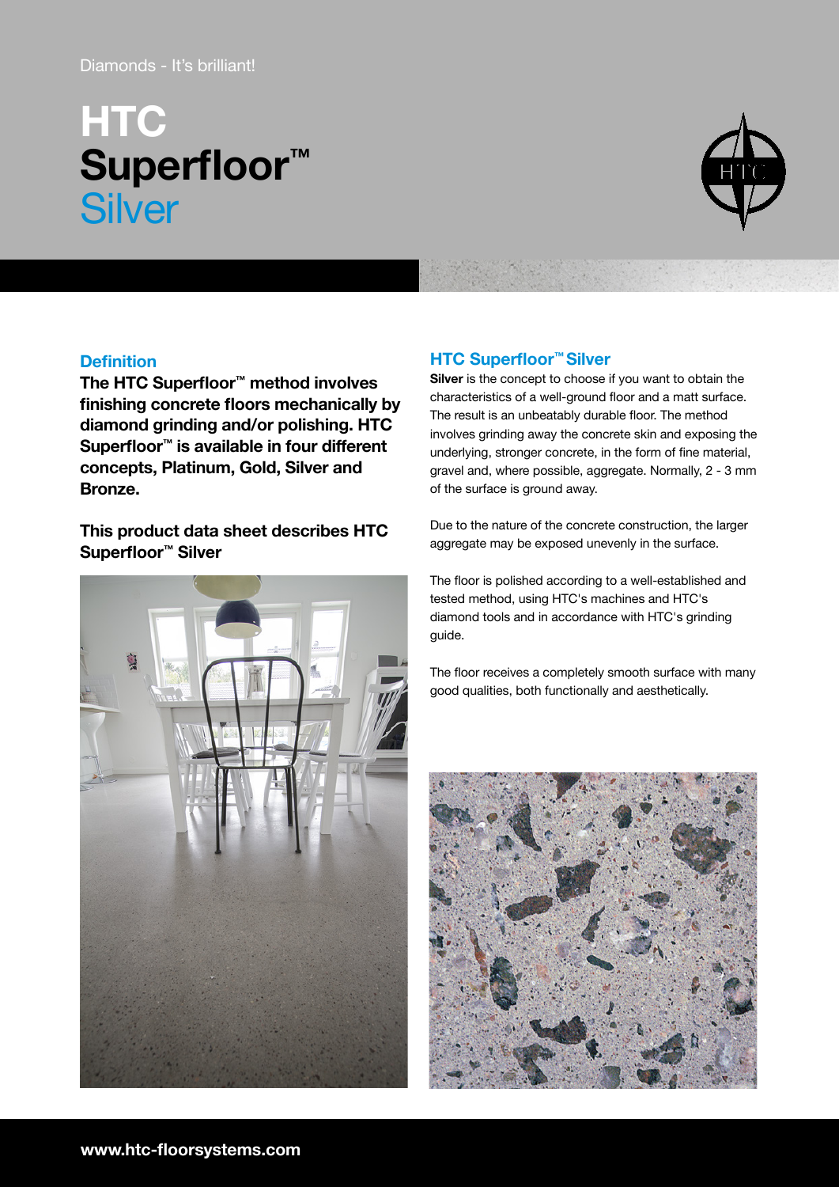Diamonds - It's brilliant!

# HTC Superfloor™ Silver

## Definition

**The HTC Superfloor™ method involves finishing concrete floors mechanically by diamond grinding and/or polishing. HTC Superfloor™ is available in four different concepts, Platinum, Gold, Silver and Bronze.**

**This product data sheet describes HTC Superfloor™ Silver**

## HTC Superfloor™ Silver

**Silver** is the concept to choose if you want to obtain the characteristics of a well-ground floor and a matt surface. The result is an unbeatably durable floor. The method involves grinding away the concrete skin and exposing the underlying, stronger concrete, in the form of fine material, gravel and, where possible, aggregate. Normally, 2 - 3 mm of the surface is ground away.

Due to the nature of the concrete construction, the larger aggregate may be exposed unevenly in the surface.

The floor is polished according to a well-established and tested method, using HTC's machines and HTC's diamond tools and in accordance with HTC's grinding guide.

The floor receives a completely smooth surface with many good qualities, both functionally and aesthetically.

www.htc-floorsystems.com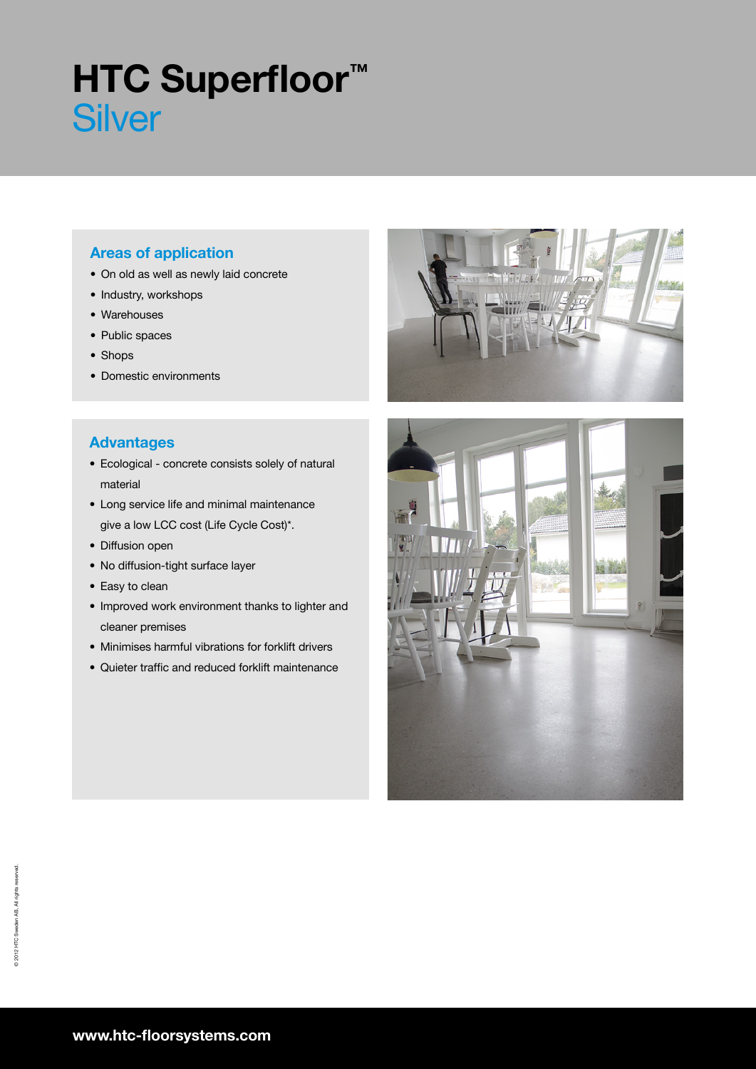# HTC Superfloor™ Silver

## Areas of application

- On old as well as newly laid concrete
- Industry, workshops
- Warehouses
- Public spaces
- Shops
- Domestic environments

## Advantages

- Ecological - concrete consists solely of natural material
- Long service life and minimal maintenance give a low LCC cost (Life Cycle Cost)*.
- Diffusion open
- No diffusion-tight surface layer
- Easy to clean
- Improved work environment thanks to lighter and cleaner premises
- Minimises harmful vibrations for forklift drivers
- Quieter traffic and reduced forklift maintenance

© 2012 HTC Sweden AB. All rights reserved.

www.htc-floorsystems.com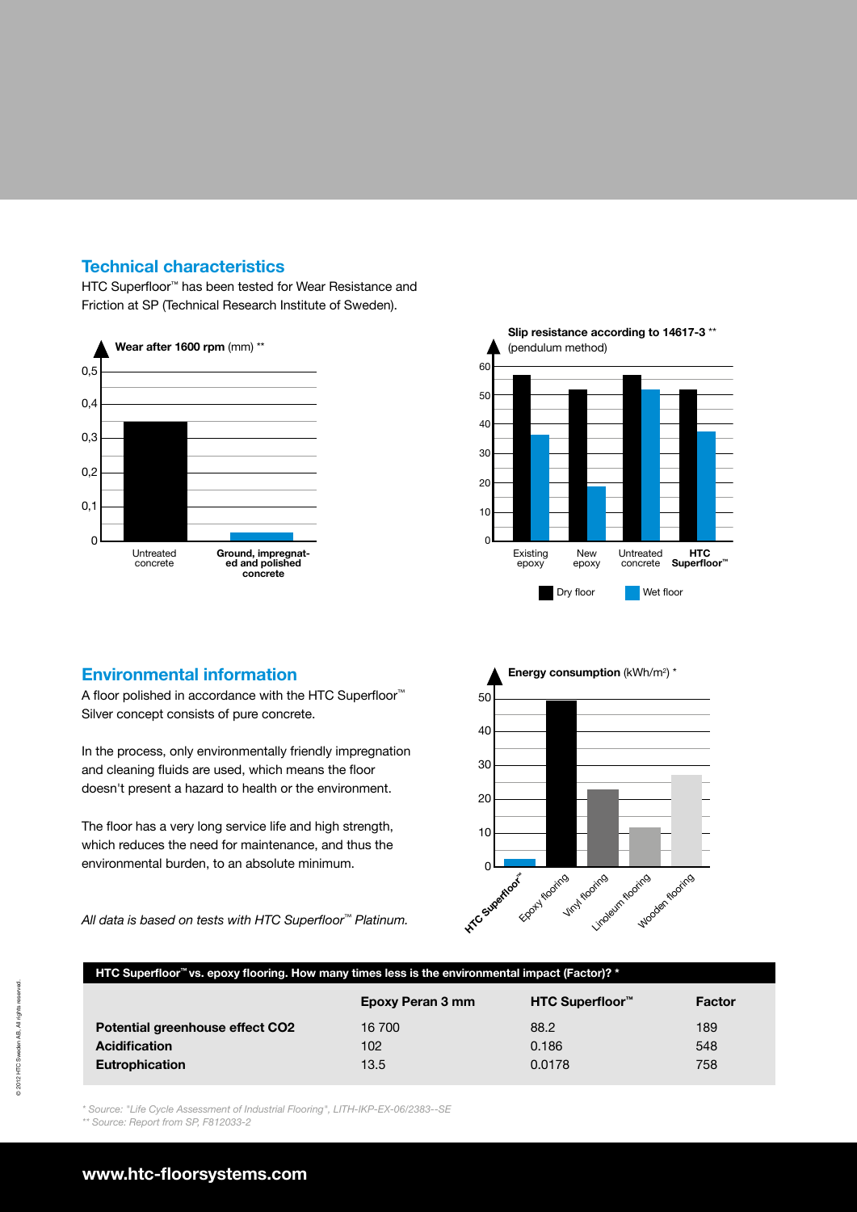## Technical characteristics

HTC Superfloor™ has been tested for Wear Resistance and Friction at SP (Technical Research Institute of Sweden).

**Wear after 1600 rpm** (mm) **

| | Wear (mm) |
|---|---|
| Untreated concrete | ~0.35 |
| Ground, impregnated and polished concrete | ~0.02 |

**Slip resistance according to 14617-3** ** (pendulum method)

| | Dry floor | Wet floor |
|---|---|---|
| Existing epoxy | ~57 | ~36 |
| New epoxy | ~52 | ~19 |
| Untreated concrete | ~57 | ~52 |
| **HTC Superfloor™** | ~52 | ~37 |

## Environmental information

A floor polished in accordance with the HTC Superfloor™ Silver concept consists of pure concrete.

In the process, only environmentally friendly impregnation and cleaning fluids are used, which means the floor doesn't present a hazard to health or the environment.

The floor has a very long service life and high strength, which reduces the need for maintenance, and thus the environmental burden, to an absolute minimum.

*All data is based on tests with HTC Superfloor™ Platinum.*

**Energy consumption** ($kWh/m^2$) *

| | Energy consumption |
|---|---|
| HTC Superfloor™ | ~2 |
| Epoxy flooring | ~49 |
| Vinyl flooring | ~23 |
| Linoleum flooring | ~12 |
| Wooden flooring | ~27 |

**HTC Superfloor™ vs. epoxy flooring. How many times less is the environmental impact (Factor)? ***

| | Epoxy Peran 3 mm | HTC Superfloor™ | Factor |
|---|---|---|---|
| **Potential greenhouse effect CO2** | 16 700 | 88.2 | 189 |
| **Acidification** | 102 | 0.186 | 548 |
| **Eutrophication** | 13.5 | 0.0178 | 758 |

*\* Source: "Life Cycle Assessment of Industrial Flooring", LITH-IKP-EX-06/2383--SE*
*\*\* Source: Report from SP, F812033-2*

© 2012 HTC Sweden AB. All rights reserved.

**www.htc-floorsystems.com**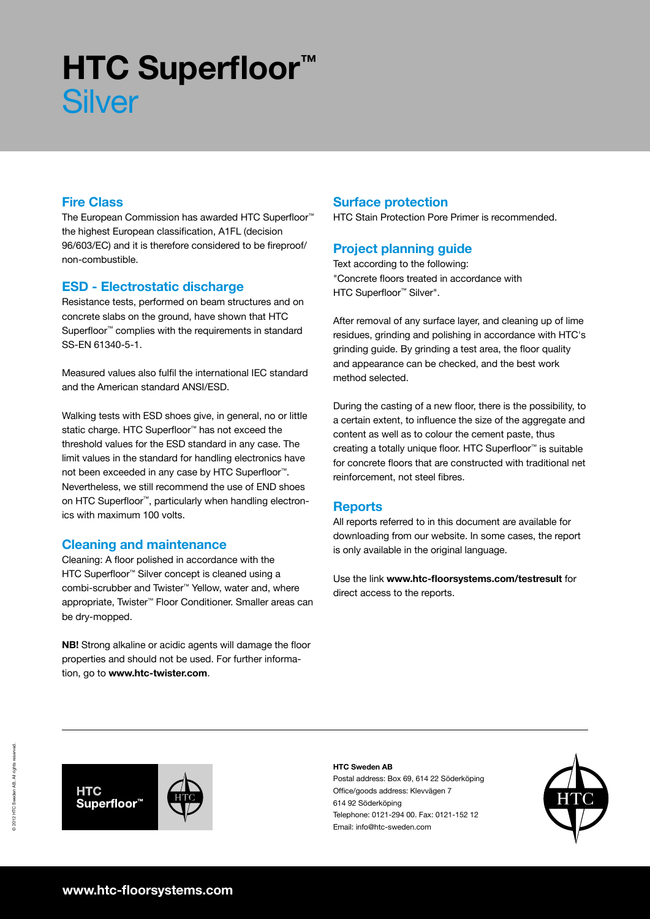# HTC Superfloor™ Silver

## Fire Class

The European Commission has awarded HTC Superfloor™ the highest European classification, A1FL (decision 96/603/EC) and it is therefore considered to be fireproof/non-combustible.

## ESD - Electrostatic discharge

Resistance tests, performed on beam structures and on concrete slabs on the ground, have shown that HTC Superfloor™ complies with the requirements in standard SS-EN 61340-5-1.

Measured values also fulfil the international IEC standard and the American standard ANSI/ESD.

Walking tests with ESD shoes give, in general, no or little static charge. HTC Superfloor™ has not exceed the threshold values for the ESD standard in any case. The limit values in the standard for handling electronics have not been exceeded in any case by HTC Superfloor™. Nevertheless, we still recommend the use of END shoes on HTC Superfloor™, particularly when handling electronics with maximum 100 volts.

## Cleaning and maintenance

Cleaning: A floor polished in accordance with the HTC Superfloor™ Silver concept is cleaned using a combi-scrubber and Twister™ Yellow, water and, where appropriate, Twister™ Floor Conditioner. Smaller areas can be dry-mopped.

**NB!** Strong alkaline or acidic agents will damage the floor properties and should not be used. For further information, go to **www.htc-twister.com**.

## Surface protection

HTC Stain Protection Pore Primer is recommended.

## Project planning guide

Text according to the following:
"Concrete floors treated in accordance with HTC Superfloor™ Silver".

After removal of any surface layer, and cleaning up of lime residues, grinding and polishing in accordance with HTC's grinding guide. By grinding a test area, the floor quality and appearance can be checked, and the best work method selected.

During the casting of a new floor, there is the possibility, to a certain extent, to influence the size of the aggregate and content as well as to colour the cement paste, thus creating a totally unique floor. HTC Superfloor™ is suitable for concrete floors that are constructed with traditional net reinforcement, not steel fibres.

## Reports

All reports referred to in this document are available for downloading from our website. In some cases, the report is only available in the original language.

Use the link **www.htc-floorsystems.com/testresult** for direct access to the reports.

HTC Superfloor™

**HTC Sweden AB**
Postal address: Box 69, 614 22 Söderköping
Office/goods address: Klevvägen 7
614 92 Söderköping
Telephone: 0121-294 00. Fax: 0121-152 12
Email: info@htc-sweden.com

© 2012 HTC Sweden AB. All rights reserved.

**www.htc-floorsystems.com**